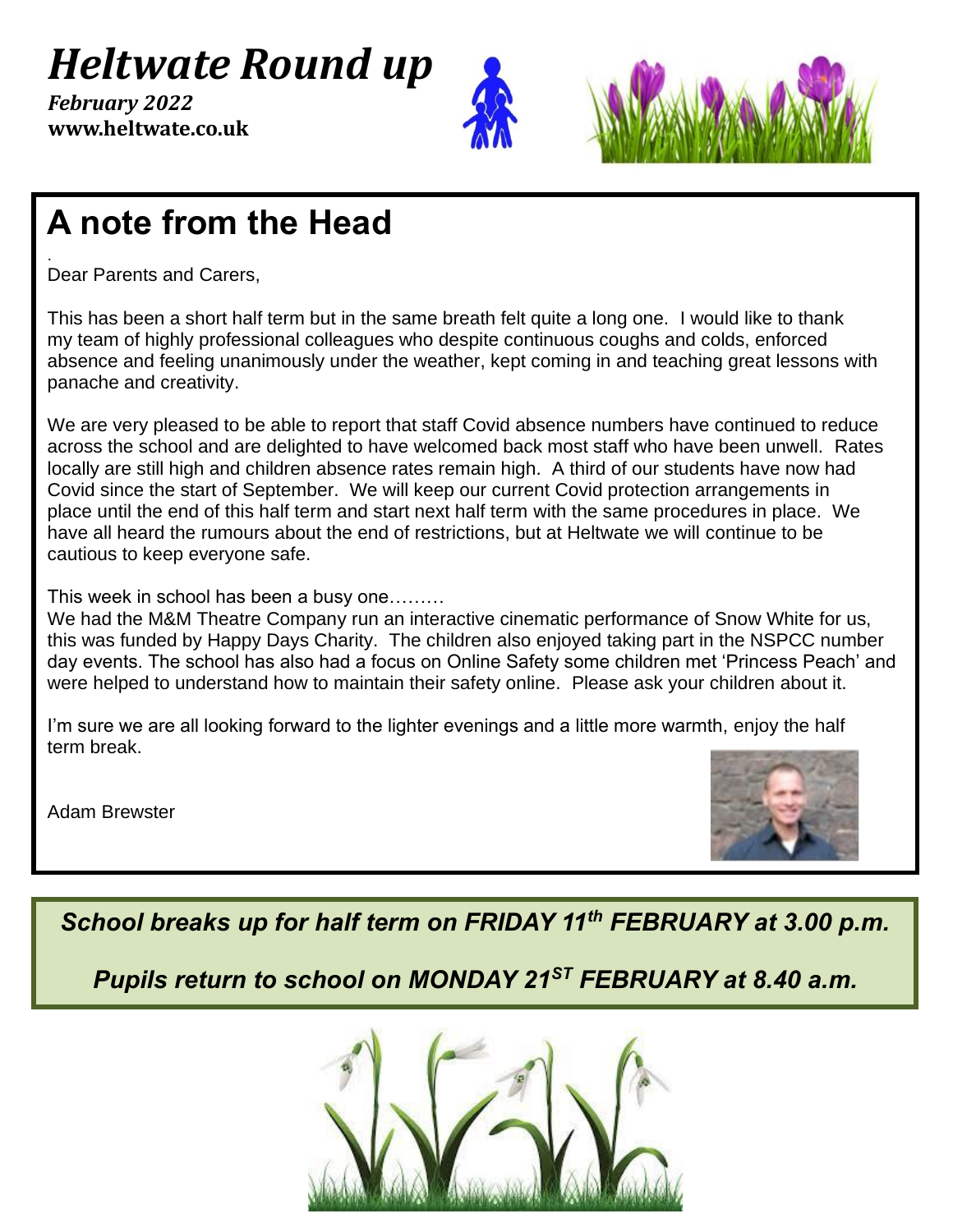# *Heltwate Round up*

***February 2022***
**www.heltwate.co.uk**

## A note from the Head

Dear Parents and Carers,

This has been a short half term but in the same breath felt quite a long one. I would like to thank my team of highly professional colleagues who despite continuous coughs and colds, enforced absence and feeling unanimously under the weather, kept coming in and teaching great lessons with panache and creativity.

We are very pleased to be able to report that staff Covid absence numbers have continued to reduce across the school and are delighted to have welcomed back most staff who have been unwell. Rates locally are still high and children absence rates remain high. A third of our students have now had Covid since the start of September. We will keep our current Covid protection arrangements in place until the end of this half term and start next half term with the same procedures in place. We have all heard the rumours about the end of restrictions, but at Heltwate we will continue to be cautious to keep everyone safe.

This week in school has been a busy one………
We had the M&M Theatre Company run an interactive cinematic performance of Snow White for us, this was funded by Happy Days Charity. The children also enjoyed taking part in the NSPCC number day events. The school has also had a focus on Online Safety some children met 'Princess Peach' and were helped to understand how to maintain their safety online. Please ask your children about it.

I'm sure we are all looking forward to the lighter evenings and a little more warmth, enjoy the half term break.

Adam Brewster

***School breaks up for half term on FRIDAY 11th FEBRUARY at 3.00 p.m.***

***Pupils return to school on MONDAY 21ST FEBRUARY at 8.40 a.m.***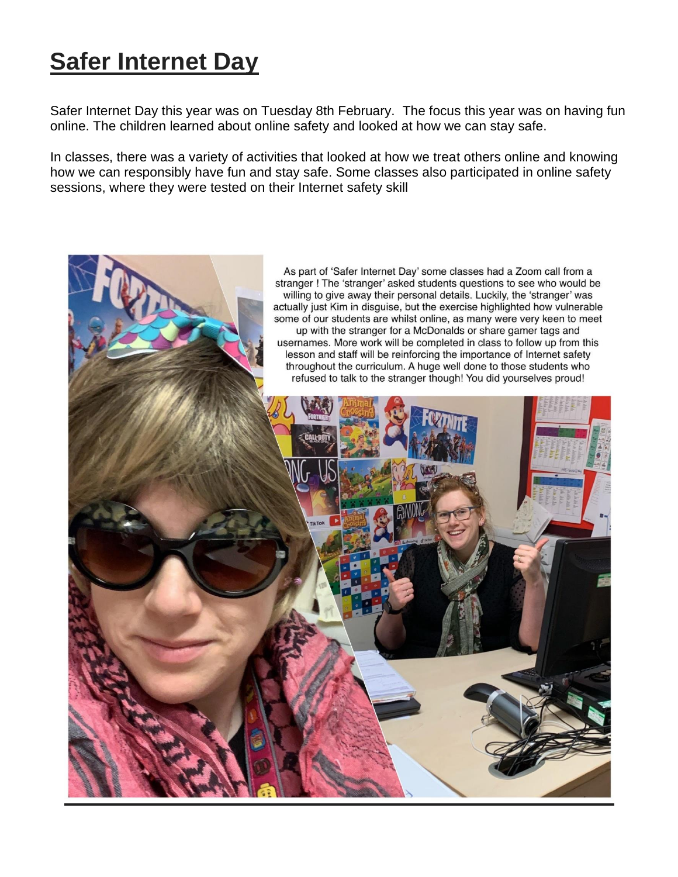# Safer Internet Day

Safer Internet Day this year was on Tuesday 8th February. The focus this year was on having fun online. The children learned about online safety and looked at how we can stay safe.

In classes, there was a variety of activities that looked at how we treat others online and knowing how we can responsibly have fun and stay safe. Some classes also participated in online safety sessions, where they were tested on their Internet safety skill

As part of 'Safer Internet Day' some classes had a Zoom call from a stranger ! The 'stranger' asked students questions to see who would be willing to give away their personal details. Luckily, the 'stranger' was actually just Kim in disguise, but the exercise highlighted how vulnerable some of our students are whilst online, as many were very keen to meet up with the stranger for a McDonalds or share gamer tags and usernames. More work will be completed in class to follow up from this lesson and staff will be reinforcing the importance of Internet safety throughout the curriculum. A huge well done to those students who refused to talk to the stranger though! You did yourselves proud!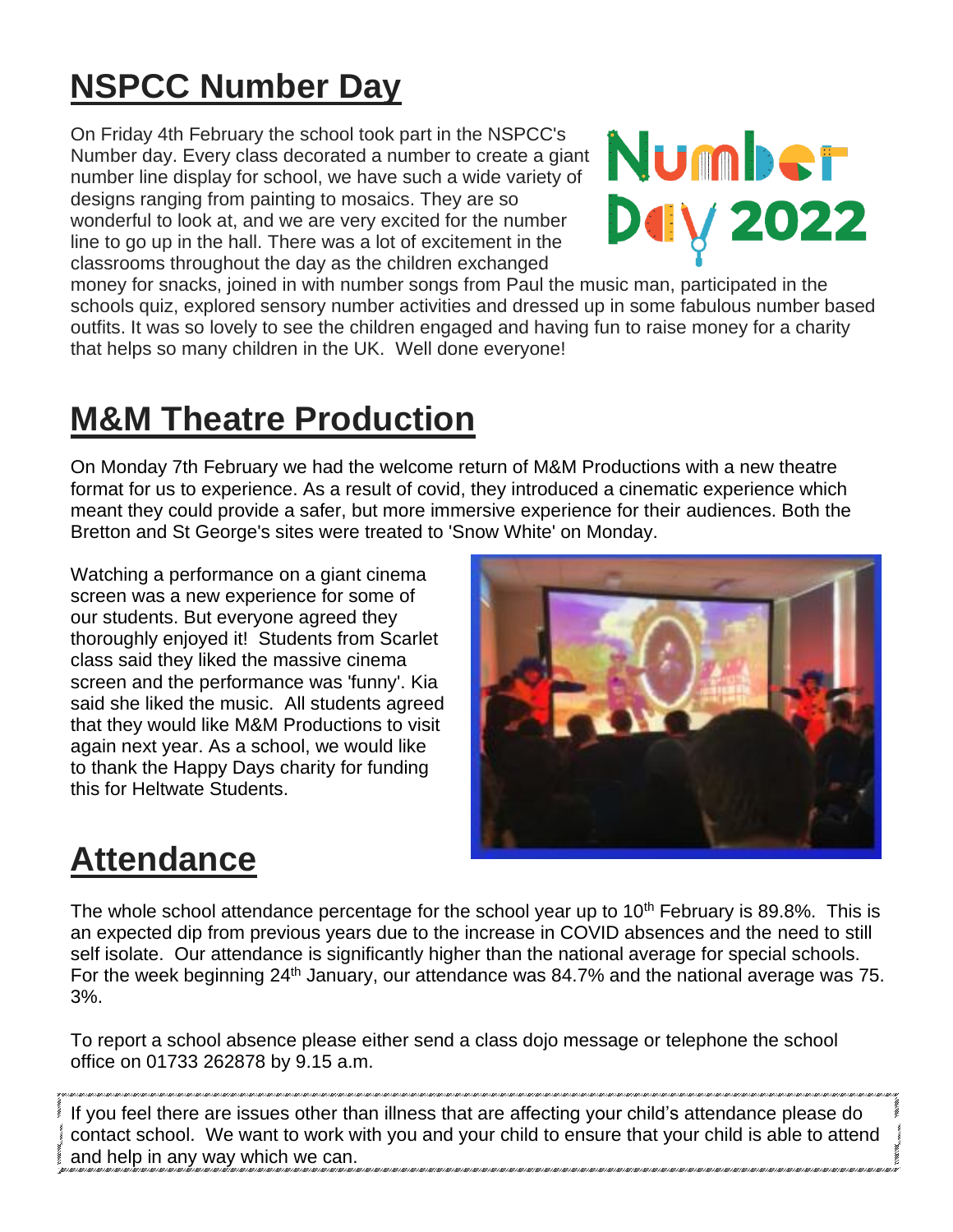# NSPCC Number Day

On Friday 4th February the school took part in the NSPCC's Number day. Every class decorated a number to create a giant number line display for school, we have such a wide variety of designs ranging from painting to mosaics. They are so wonderful to look at, and we are very excited for the number line to go up in the hall. There was a lot of excitement in the classrooms throughout the day as the children exchanged money for snacks, joined in with number songs from Paul the music man, participated in the schools quiz, explored sensory number activities and dressed up in some fabulous number based outfits. It was so lovely to see the children engaged and having fun to raise money for a charity that helps so many children in the UK. Well done everyone!

# M&M Theatre Production

On Monday 7th February we had the welcome return of M&M Productions with a new theatre format for us to experience. As a result of covid, they introduced a cinematic experience which meant they could provide a safer, but more immersive experience for their audiences. Both the Bretton and St George's sites were treated to 'Snow White' on Monday.

Watching a performance on a giant cinema screen was a new experience for some of our students. But everyone agreed they thoroughly enjoyed it! Students from Scarlet class said they liked the massive cinema screen and the performance was 'funny'. Kia said she liked the music. All students agreed that they would like M&M Productions to visit again next year. As a school, we would like to thank the Happy Days charity for funding this for Heltwate Students.

# Attendance

The whole school attendance percentage for the school year up to 10th February is 89.8%. This is an expected dip from previous years due to the increase in COVID absences and the need to still self isolate. Our attendance is significantly higher than the national average for special schools. For the week beginning 24th January, our attendance was 84.7% and the national average was 75. 3%.

To report a school absence please either send a class dojo message or telephone the school office on 01733 262878 by 9.15 a.m.

If you feel there are issues other than illness that are affecting your child's attendance please do contact school. We want to work with you and your child to ensure that your child is able to attend and help in any way which we can.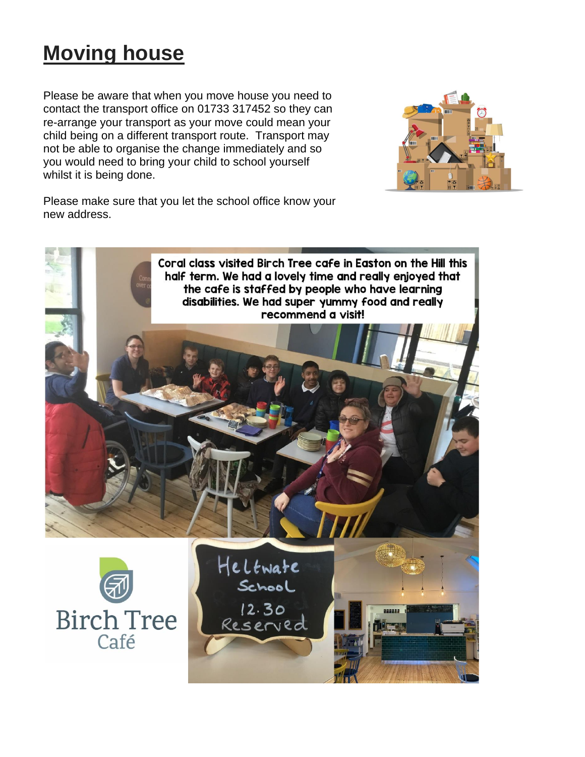# Moving house

Please be aware that when you move house you need to contact the transport office on 01733 317452 so they can re-arrange your transport as your move could mean your child being on a different transport route. Transport may not be able to organise the change immediately and so you would need to bring your child to school yourself whilst it is being done.

Please make sure that you let the school office know your new address.

Coral class visited Birch Tree cafe in Easton on the Hill this half term. We had a lovely time and really enjoyed that the cafe is staffed by people who have learning disabilities. We had super yummy food and really recommend a visit!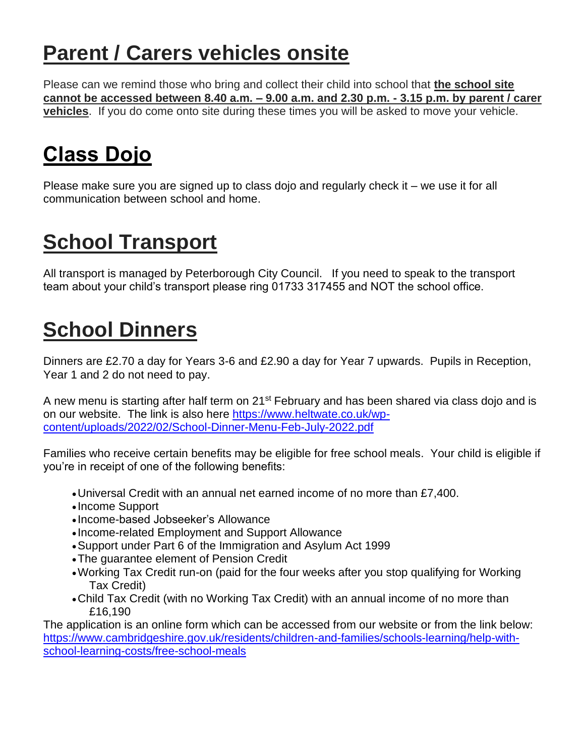# Parent / Carers vehicles onsite

Please can we remind those who bring and collect their child into school that **the school site cannot be accessed between 8.40 a.m. – 9.00 a.m. and 2.30 p.m. - 3.15 p.m. by parent / carer vehicles**. If you do come onto site during these times you will be asked to move your vehicle.

# Class Dojo

Please make sure you are signed up to class dojo and regularly check it – we use it for all communication between school and home.

# School Transport

All transport is managed by Peterborough City Council. If you need to speak to the transport team about your child's transport please ring 01733 317455 and NOT the school office.

# School Dinners

Dinners are £2.70 a day for Years 3-6 and £2.90 a day for Year 7 upwards. Pupils in Reception, Year 1 and 2 do not need to pay.

A new menu is starting after half term on 21st February and has been shared via class dojo and is on our website. The link is also here https://www.heltwate.co.uk/wp-content/uploads/2022/02/School-Dinner-Menu-Feb-July-2022.pdf

Families who receive certain benefits may be eligible for free school meals. Your child is eligible if you're in receipt of one of the following benefits:

- Universal Credit with an annual net earned income of no more than £7,400.
- Income Support
- Income-based Jobseeker's Allowance
- Income-related Employment and Support Allowance
- Support under Part 6 of the Immigration and Asylum Act 1999
- The guarantee element of Pension Credit
- Working Tax Credit run-on (paid for the four weeks after you stop qualifying for Working Tax Credit)
- Child Tax Credit (with no Working Tax Credit) with an annual income of no more than £16,190

The application is an online form which can be accessed from our website or from the link below: https://www.cambridgeshire.gov.uk/residents/children-and-families/schools-learning/help-with-school-learning-costs/free-school-meals